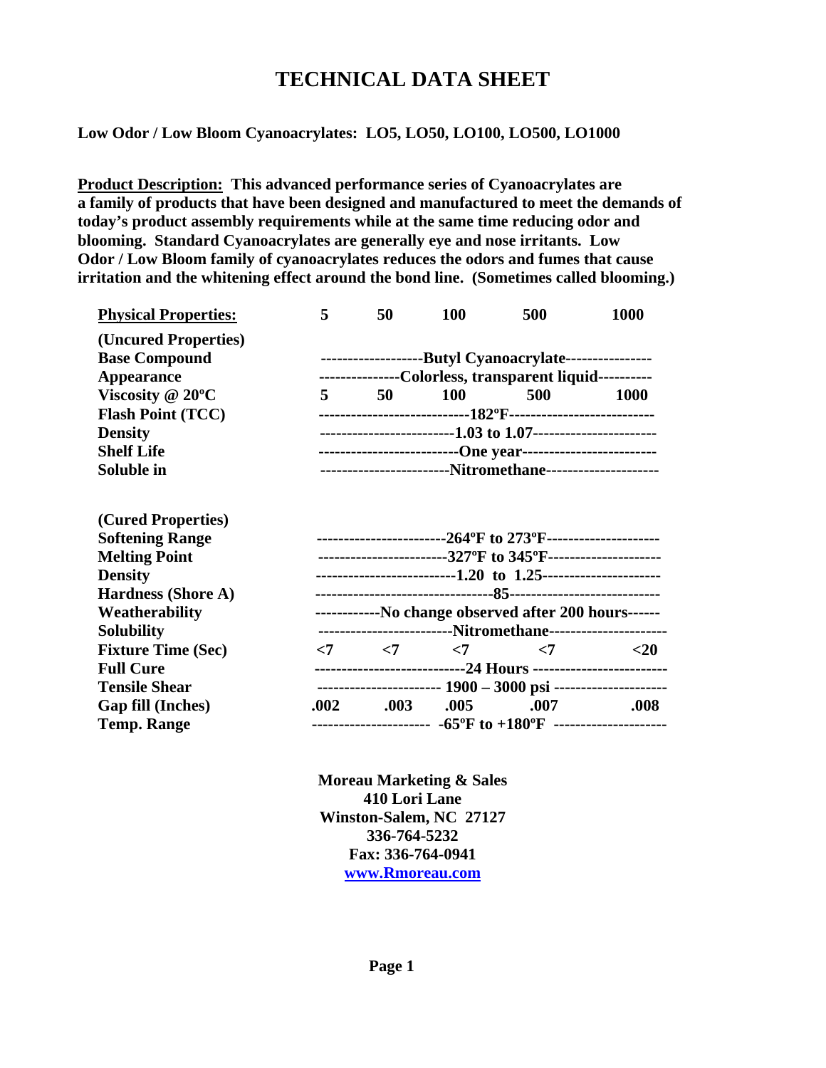# TECHNICAL DATA SHEET

**Low Odor / Low Bloom Cyanoacrylates: LO5, LO50, LO100, LO500, LO1000**

**Product Description:** **This advanced performance series of Cyanoacrylates are a family of products that have been designed and manufactured to meet the demands of today's product assembly requirements while at the same time reducing odor and blooming. Standard Cyanoacrylates are generally eye and nose irritants. Low Odor / Low Bloom family of cyanoacrylates reduces the odors and fumes that cause irritation and the whitening effect around the bond line. (Sometimes called blooming.)**

| **Physical Properties:** | **5** | **50** | **100** | **500** | **1000** |
|---|---|---|---|---|---|
| **(Uncured Properties)** | | | | | |
| **Base Compound** | Butyl Cyanoacrylate | | | | |
| **Appearance** | Colorless, transparent liquid | | | | |
| **Viscosity @ 20ºC** | 5 | 50 | 100 | 500 | 1000 |
| **Flash Point (TCC)** | 182ºF | | | | |
| **Density** | 1.03 to 1.07 | | | | |
| **Shelf Life** | One year | | | | |
| **Soluble in** | Nitromethane | | | | |
| **(Cured Properties)** | | | | | |
| **Softening Range** | 264ºF to 273ºF | | | | |
| **Melting Point** | 327ºF to 345ºF | | | | |
| **Density** | 1.20 to 1.25 | | | | |
| **Hardness (Shore A)** | 85 | | | | |
| **Weatherability** | No change observed after 200 hours | | | | |
| **Solubility** | Nitromethane | | | | |
| **Fixture Time (Sec)** | <7 | <7 | <7 | <7 | <20 |
| **Full Cure** | 24 Hours | | | | |
| **Tensile Shear** | 1900 – 3000 psi | | | | |
| **Gap fill (Inches)** | .002 | .003 | .005 | .007 | .008 |
| **Temp. Range** | -65ºF to +180ºF | | | | |

**Moreau Marketing & Sales**
**410 Lori Lane**
**Winston-Salem, NC 27127**
**336-764-5232**
**Fax: 336-764-0941**
**www.Rmoreau.com**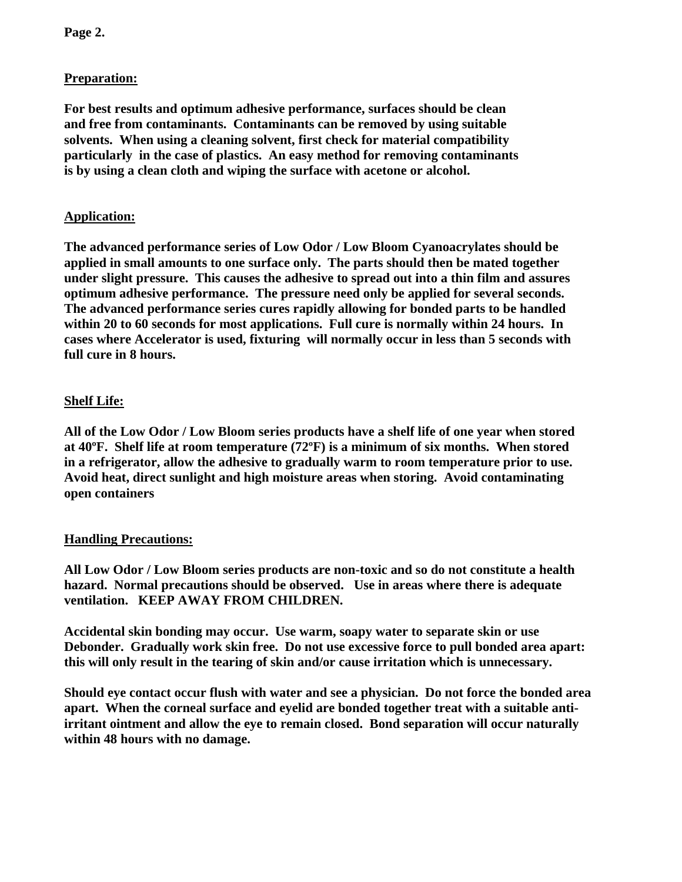**Preparation:**

**For best results and optimum adhesive performance, surfaces should be clean and free from contaminants. Contaminants can be removed by using suitable solvents. When using a cleaning solvent, first check for material compatibility particularly in the case of plastics. An easy method for removing contaminants is by using a clean cloth and wiping the surface with acetone or alcohol.**

**Application:**

**The advanced performance series of Low Odor / Low Bloom Cyanoacrylates should be applied in small amounts to one surface only. The parts should then be mated together under slight pressure. This causes the adhesive to spread out into a thin film and assures optimum adhesive performance. The pressure need only be applied for several seconds. The advanced performance series cures rapidly allowing for bonded parts to be handled within 20 to 60 seconds for most applications. Full cure is normally within 24 hours. In cases where Accelerator is used, fixturing will normally occur in less than 5 seconds with full cure in 8 hours.**

**Shelf Life:**

**All of the Low Odor / Low Bloom series products have a shelf life of one year when stored at 40ºF. Shelf life at room temperature (72ºF) is a minimum of six months. When stored in a refrigerator, allow the adhesive to gradually warm to room temperature prior to use. Avoid heat, direct sunlight and high moisture areas when storing. Avoid contaminating open containers**

**Handling Precautions:**

**All Low Odor / Low Bloom series products are non-toxic and so do not constitute a health hazard. Normal precautions should be observed. Use in areas where there is adequate ventilation. KEEP AWAY FROM CHILDREN.**

**Accidental skin bonding may occur. Use warm, soapy water to separate skin or use Debonder. Gradually work skin free. Do not use excessive force to pull bonded area apart: this will only result in the tearing of skin and/or cause irritation which is unnecessary.**

**Should eye contact occur flush with water and see a physician. Do not force the bonded area apart. When the corneal surface and eyelid are bonded together treat with a suitable anti-irritant ointment and allow the eye to remain closed. Bond separation will occur naturally within 48 hours with no damage.**